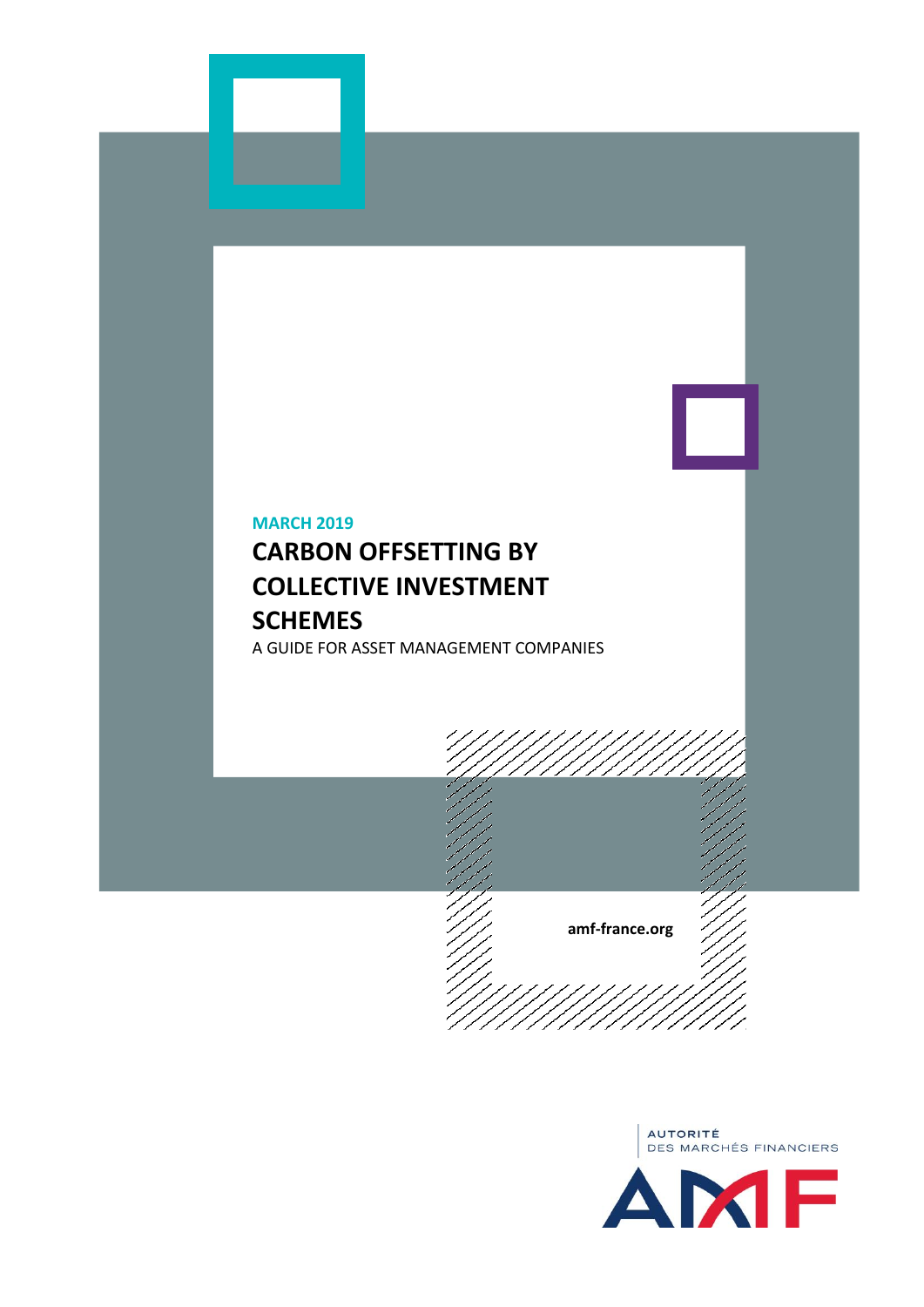MARCH 2019

# CARBON OFFSETTING BY COLLECTIVE INVESTMENT SCHEMES

A GUIDE FOR ASSET MANAGEMENT COMPANIES

**amf-france.org**

AUTORITÉ DES MARCHÉS FINANCIERS

AMF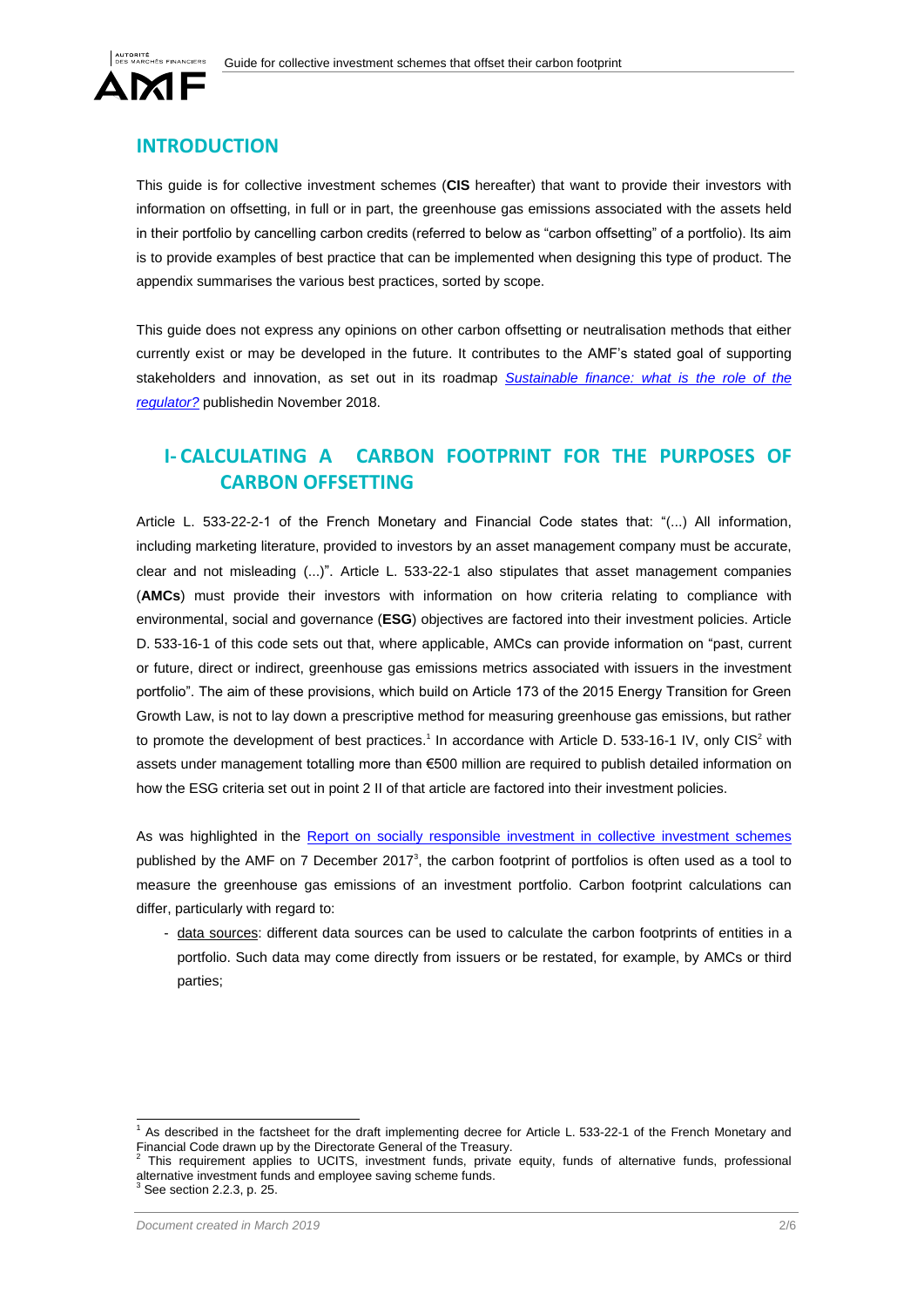## INTRODUCTION

This guide is for collective investment schemes (**CIS** hereafter) that want to provide their investors with information on offsetting, in full or in part, the greenhouse gas emissions associated with the assets held in their portfolio by cancelling carbon credits (referred to below as "carbon offsetting" of a portfolio). Its aim is to provide examples of best practice that can be implemented when designing this type of product. The appendix summarises the various best practices, sorted by scope.

This guide does not express any opinions on other carbon offsetting or neutralisation methods that either currently exist or may be developed in the future. It contributes to the AMF's stated goal of supporting stakeholders and innovation, as set out in its roadmap *Sustainable finance: what is the role of the regulator?* publishedin November 2018.

## I- CALCULATING A CARBON FOOTPRINT FOR THE PURPOSES OF CARBON OFFSETTING

Article L. 533-22-2-1 of the French Monetary and Financial Code states that: "(...) All information, including marketing literature, provided to investors by an asset management company must be accurate, clear and not misleading (...)". Article L. 533-22-1 also stipulates that asset management companies (**AMCs**) must provide their investors with information on how criteria relating to compliance with environmental, social and governance (**ESG**) objectives are factored into their investment policies. Article D. 533-16-1 of this code sets out that, where applicable, AMCs can provide information on "past, current or future, direct or indirect, greenhouse gas emissions metrics associated with issuers in the investment portfolio". The aim of these provisions, which build on Article 173 of the 2015 Energy Transition for Green Growth Law, is not to lay down a prescriptive method for measuring greenhouse gas emissions, but rather to promote the development of best practices.[1] In accordance with Article D. 533-16-1 IV, only CIS[2] with assets under management totalling more than €500 million are required to publish detailed information on how the ESG criteria set out in point 2 II of that article are factored into their investment policies.

As was highlighted in the Report on socially responsible investment in collective investment schemes published by the AMF on 7 December 2017[3], the carbon footprint of portfolios is often used as a tool to measure the greenhouse gas emissions of an investment portfolio. Carbon footprint calculations can differ, particularly with regard to:

- data sources: different data sources can be used to calculate the carbon footprints of entities in a portfolio. Such data may come directly from issuers or be restated, for example, by AMCs or third parties;

[1] As described in the factsheet for the draft implementing decree for Article L. 533-22-1 of the French Monetary and Financial Code drawn up by the Directorate General of the Treasury.

[2] This requirement applies to UCITS, investment funds, private equity, funds of alternative funds, professional alternative investment funds and employee saving scheme funds.

[3] See section 2.2.3, p. 25.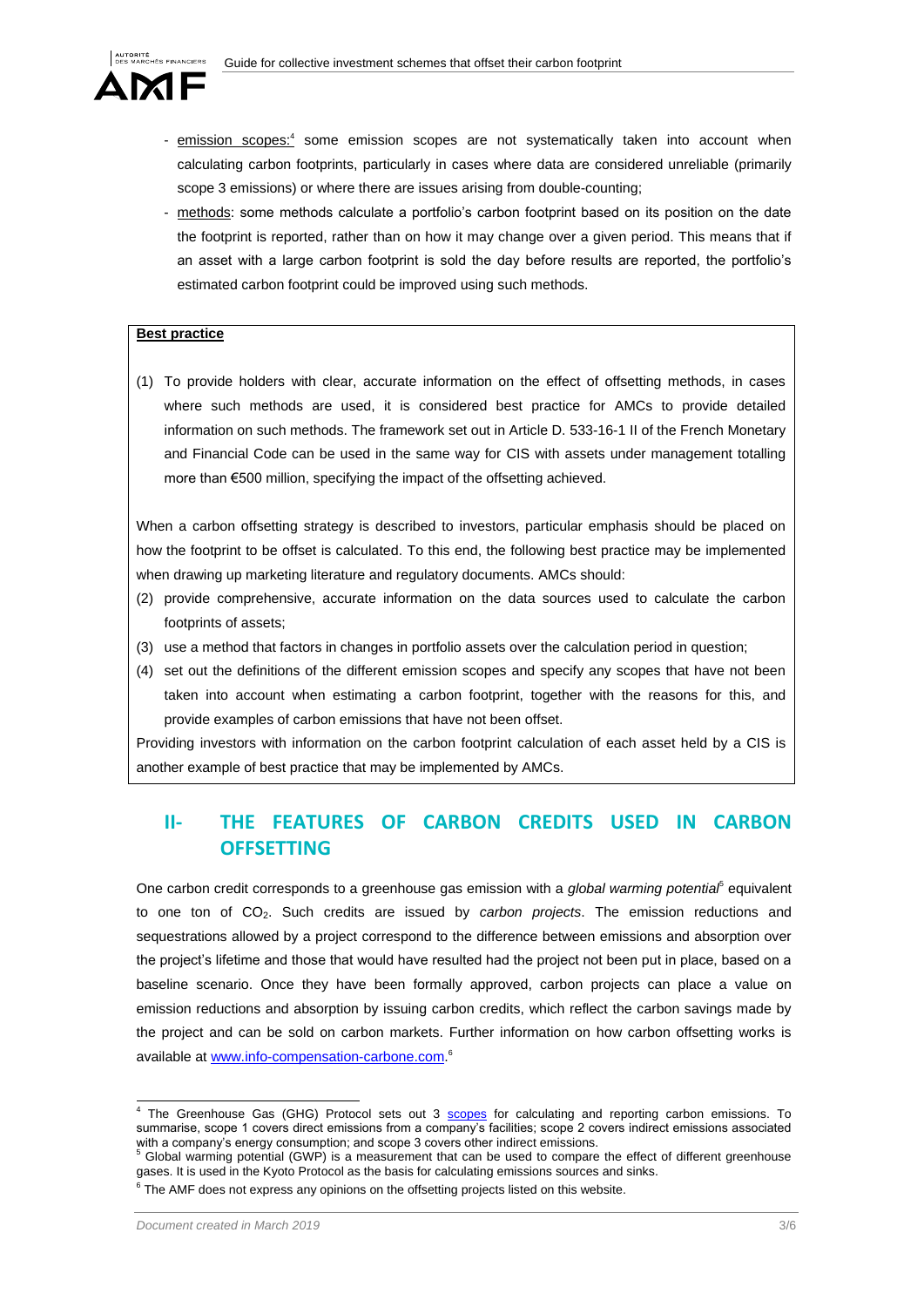- emission scopes:[4] some emission scopes are not systematically taken into account when calculating carbon footprints, particularly in cases where data are considered unreliable (primarily scope 3 emissions) or where there are issues arising from double-counting;
- methods: some methods calculate a portfolio's carbon footprint based on its position on the date the footprint is reported, rather than on how it may change over a given period. This means that if an asset with a large carbon footprint is sold the day before results are reported, the portfolio's estimated carbon footprint could be improved using such methods.

**Best practice**

(1) To provide holders with clear, accurate information on the effect of offsetting methods, in cases where such methods are used, it is considered best practice for AMCs to provide detailed information on such methods. The framework set out in Article D. 533-16-1 II of the French Monetary and Financial Code can be used in the same way for CIS with assets under management totalling more than €500 million, specifying the impact of the offsetting achieved.

When a carbon offsetting strategy is described to investors, particular emphasis should be placed on how the footprint to be offset is calculated. To this end, the following best practice may be implemented when drawing up marketing literature and regulatory documents. AMCs should:

(2) provide comprehensive, accurate information on the data sources used to calculate the carbon footprints of assets;
(3) use a method that factors in changes in portfolio assets over the calculation period in question;
(4) set out the definitions of the different emission scopes and specify any scopes that have not been taken into account when estimating a carbon footprint, together with the reasons for this, and provide examples of carbon emissions that have not been offset.

Providing investors with information on the carbon footprint calculation of each asset held by a CIS is another example of best practice that may be implemented by AMCs.

## II- THE FEATURES OF CARBON CREDITS USED IN CARBON OFFSETTING

One carbon credit corresponds to a greenhouse gas emission with a *global warming potential*[5] equivalent to one ton of $CO_2$. Such credits are issued by *carbon projects*. The emission reductions and sequestrations allowed by a project correspond to the difference between emissions and absorption over the project's lifetime and those that would have resulted had the project not been put in place, based on a baseline scenario. Once they have been formally approved, carbon projects can place a value on emission reductions and absorption by issuing carbon credits, which reflect the carbon savings made by the project and can be sold on carbon markets. Further information on how carbon offsetting works is available at www.info-compensation-carbone.com.[6]

---

[4] The Greenhouse Gas (GHG) Protocol sets out 3 scopes for calculating and reporting carbon emissions. To summarise, scope 1 covers direct emissions from a company's facilities; scope 2 covers indirect emissions associated with a company's energy consumption; and scope 3 covers other indirect emissions.

[5] Global warming potential (GWP) is a measurement that can be used to compare the effect of different greenhouse gases. It is used in the Kyoto Protocol as the basis for calculating emissions sources and sinks.

[6] The AMF does not express any opinions on the offsetting projects listed on this website.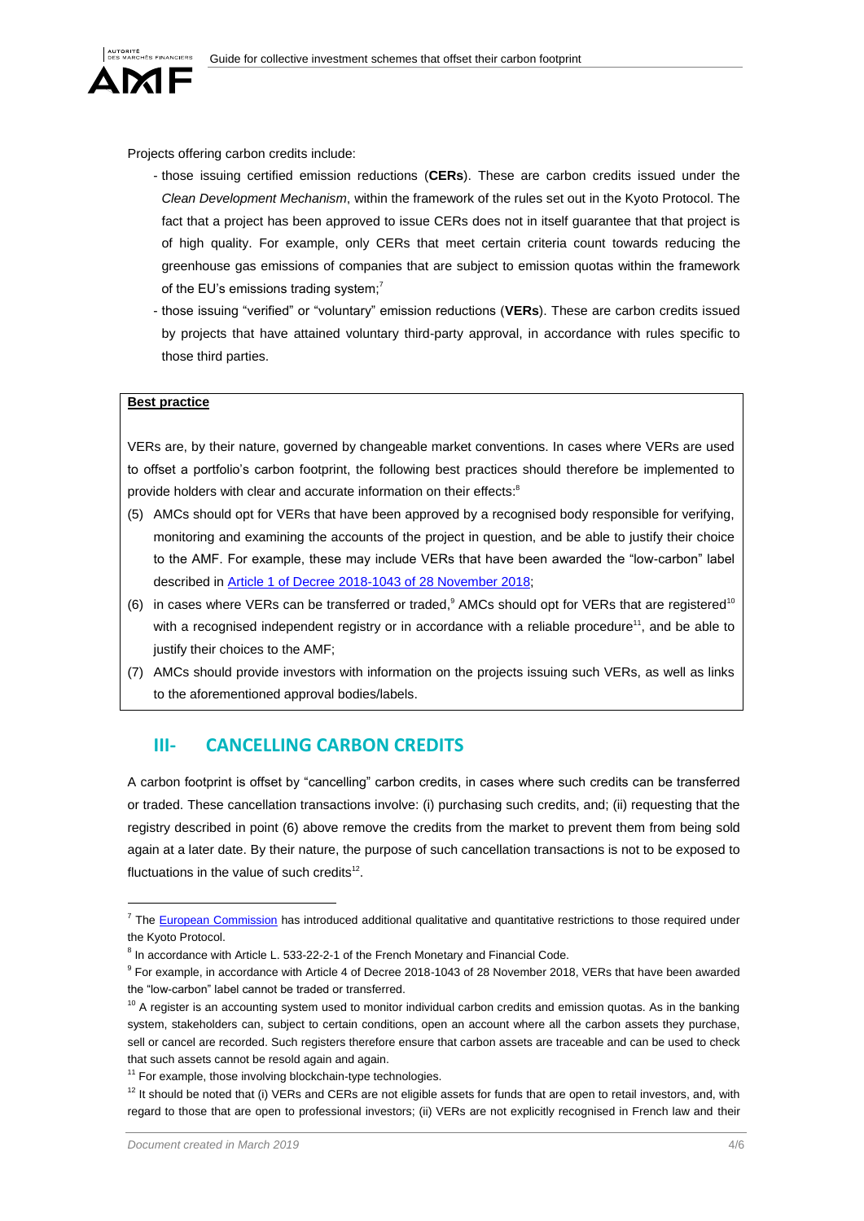Projects offering carbon credits include:

- those issuing certified emission reductions (**CERs**). These are carbon credits issued under the *Clean Development Mechanism*, within the framework of the rules set out in the Kyoto Protocol. The fact that a project has been approved to issue CERs does not in itself guarantee that that project is of high quality. For example, only CERs that meet certain criteria count towards reducing the greenhouse gas emissions of companies that are subject to emission quotas within the framework of the EU's emissions trading system;[7]
- those issuing "verified" or "voluntary" emission reductions (**VERs**). These are carbon credits issued by projects that have attained voluntary third-party approval, in accordance with rules specific to those third parties.

**Best practice**

VERs are, by their nature, governed by changeable market conventions. In cases where VERs are used to offset a portfolio's carbon footprint, the following best practices should therefore be implemented to provide holders with clear and accurate information on their effects:[8]

(5) AMCs should opt for VERs that have been approved by a recognised body responsible for verifying, monitoring and examining the accounts of the project in question, and be able to justify their choice to the AMF. For example, these may include VERs that have been awarded the "low-carbon" label described in Article 1 of Decree 2018-1043 of 28 November 2018;

(6) in cases where VERs can be transferred or traded,[9] AMCs should opt for VERs that are registered[10] with a recognised independent registry or in accordance with a reliable procedure[11], and be able to justify their choices to the AMF;

(7) AMCs should provide investors with information on the projects issuing such VERs, as well as links to the aforementioned approval bodies/labels.

## III- CANCELLING CARBON CREDITS

A carbon footprint is offset by "cancelling" carbon credits, in cases where such credits can be transferred or traded. These cancellation transactions involve: (i) purchasing such credits, and; (ii) requesting that the registry described in point (6) above remove the credits from the market to prevent them from being sold again at a later date. By their nature, the purpose of such cancellation transactions is not to be exposed to fluctuations in the value of such credits[12].

---

[7] The European Commission has introduced additional qualitative and quantitative restrictions to those required under the Kyoto Protocol.

[8] In accordance with Article L. 533-22-2-1 of the French Monetary and Financial Code.

[9] For example, in accordance with Article 4 of Decree 2018-1043 of 28 November 2018, VERs that have been awarded the "low-carbon" label cannot be traded or transferred.

[10] A register is an accounting system used to monitor individual carbon credits and emission quotas. As in the banking system, stakeholders can, subject to certain conditions, open an account where all the carbon assets they purchase, sell or cancel are recorded. Such registers therefore ensure that carbon assets are traceable and can be used to check that such assets cannot be resold again and again.

[11] For example, those involving blockchain-type technologies.

[12] It should be noted that (i) VERs and CERs are not eligible assets for funds that are open to retail investors, and, with regard to those that are open to professional investors; (ii) VERs are not explicitly recognised in French law and their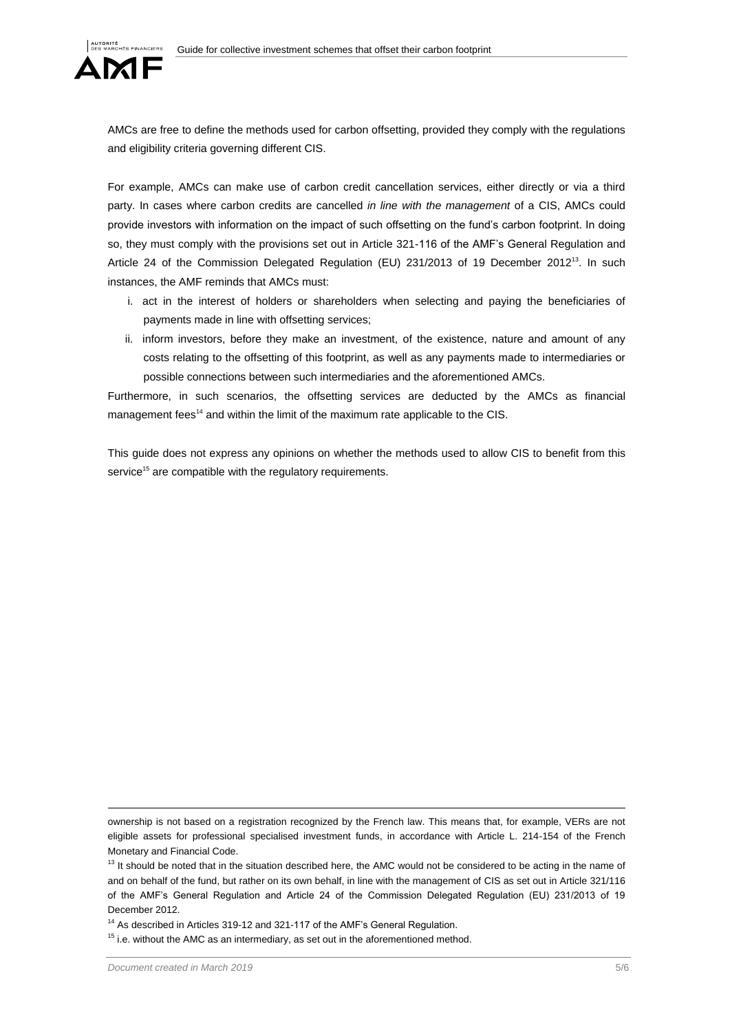AMCs are free to define the methods used for carbon offsetting, provided they comply with the regulations and eligibility criteria governing different CIS.

For example, AMCs can make use of carbon credit cancellation services, either directly or via a third party. In cases where carbon credits are cancelled *in line with the management* of a CIS, AMCs could provide investors with information on the impact of such offsetting on the fund's carbon footprint. In doing so, they must comply with the provisions set out in Article 321-116 of the AMF's General Regulation and Article 24 of the Commission Delegated Regulation (EU) 231/2013 of 19 December 2012[13]. In such instances, the AMF reminds that AMCs must:

i. act in the interest of holders or shareholders when selecting and paying the beneficiaries of payments made in line with offsetting services;
ii. inform investors, before they make an investment, of the existence, nature and amount of any costs relating to the offsetting of this footprint, as well as any payments made to intermediaries or possible connections between such intermediaries and the aforementioned AMCs.

Furthermore, in such scenarios, the offsetting services are deducted by the AMCs as financial management fees[14] and within the limit of the maximum rate applicable to the CIS.

This guide does not express any opinions on whether the methods used to allow CIS to benefit from this service[15] are compatible with the regulatory requirements.

---

ownership is not based on a registration recognized by the French law. This means that, for example, VERs are not eligible assets for professional specialised investment funds, in accordance with Article L. 214-154 of the French Monetary and Financial Code.

[13] It should be noted that in the situation described here, the AMC would not be considered to be acting in the name of and on behalf of the fund, but rather on its own behalf, in line with the management of CIS as set out in Article 321/116 of the AMF's General Regulation and Article 24 of the Commission Delegated Regulation (EU) 231/2013 of 19 December 2012.

[14] As described in Articles 319-12 and 321-117 of the AMF's General Regulation.

[15] i.e. without the AMC as an intermediary, as set out in the aforementioned method.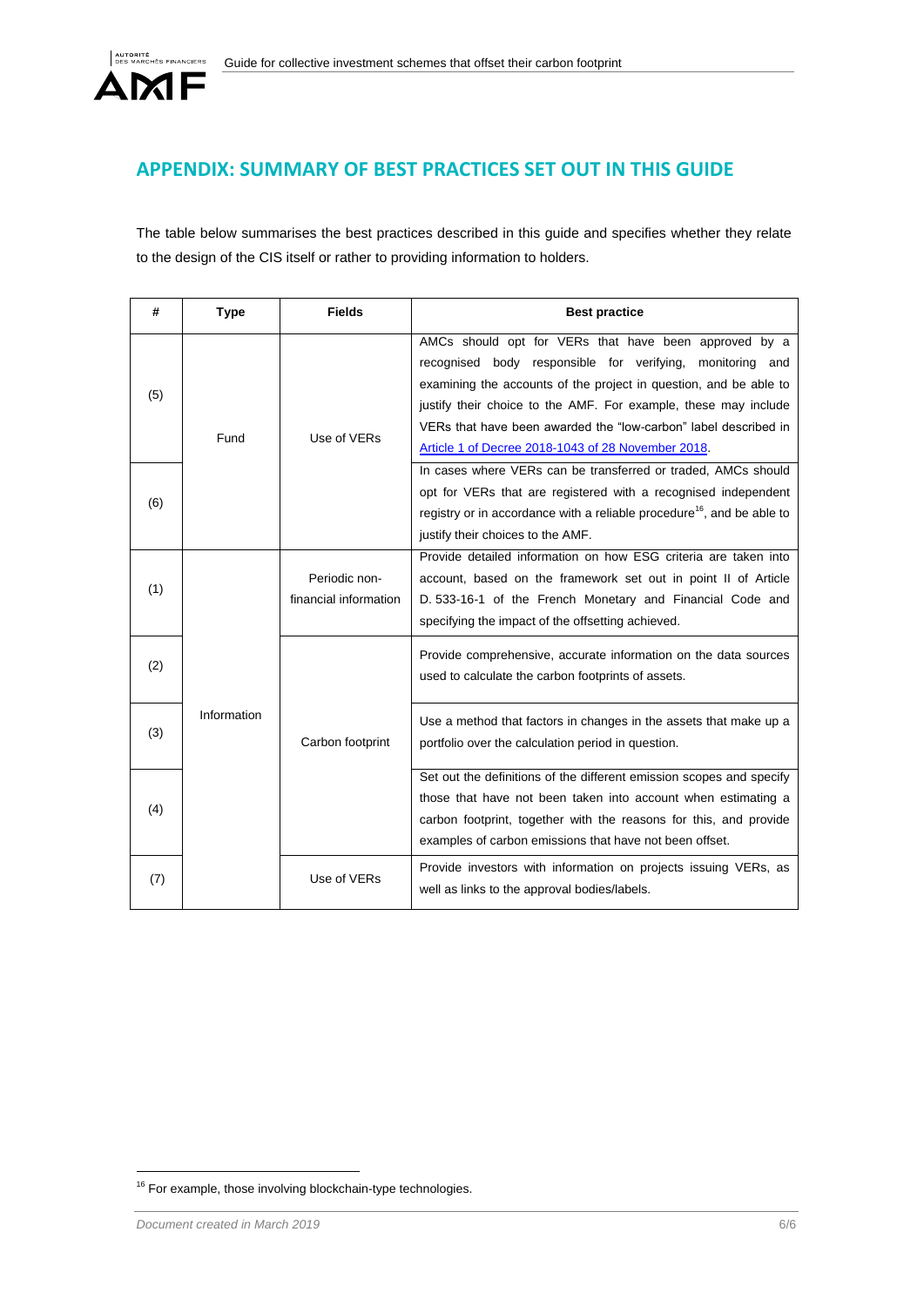## APPENDIX: SUMMARY OF BEST PRACTICES SET OUT IN THIS GUIDE

The table below summarises the best practices described in this guide and specifies whether they relate to the design of the CIS itself or rather to providing information to holders.

| # | Type | Fields | Best practice |
|---|---|---|---|
| (5) | Fund | Use of VERs | AMCs should opt for VERs that have been approved by a recognised body responsible for verifying, monitoring and examining the accounts of the project in question, and be able to justify their choice to the AMF. For example, these may include VERs that have been awarded the "low-carbon" label described in Article 1 of Decree 2018-1043 of 28 November 2018. |
| (6) | | | In cases where VERs can be transferred or traded, AMCs should opt for VERs that are registered with a recognised independent registry or in accordance with a reliable procedure[16], and be able to justify their choices to the AMF. |
| (1) | Information | Periodic non-financial information | Provide detailed information on how ESG criteria are taken into account, based on the framework set out in point II of Article D. 533-16-1 of the French Monetary and Financial Code and specifying the impact of the offsetting achieved. |
| (2) | | Carbon footprint | Provide comprehensive, accurate information on the data sources used to calculate the carbon footprints of assets. |
| (3) | | | Use a method that factors in changes in the assets that make up a portfolio over the calculation period in question. |
| (4) | | | Set out the definitions of the different emission scopes and specify those that have not been taken into account when estimating a carbon footprint, together with the reasons for this, and provide examples of carbon emissions that have not been offset. |
| (7) | | Use of VERs | Provide investors with information on projects issuing VERs, as well as links to the approval bodies/labels. |

[16] For example, those involving blockchain-type technologies.